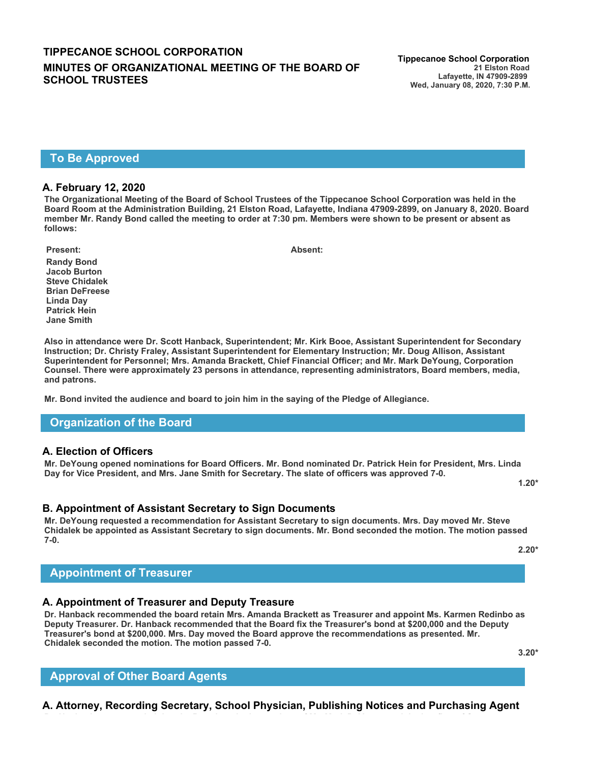# TIPPECANOE SCHOOL CORPORATION

# MINUTES OF ORGANIZATIONAL MEETING OF THE BOARD OF SCHOOL TRUSTEES

**Tippecanoe School Corporation**
**21 Elston Road**
**Lafayette, IN 47909-2899**
**Wed, January 08, 2020, 7:30 P.M.**

## To Be Approved

### A. February 12, 2020

**The Organizational Meeting of the Board of School Trustees of the Tippecanoe School Corporation was held in the Board Room at the Administration Building, 21 Elston Road, Lafayette, Indiana 47909-2899, on January 8, 2020. Board member Mr. Randy Bond called the meeting to order at 7:30 pm. Members were shown to be present or absent as follows:**

| Present: | Absent: |
|---|---|
| Randy Bond | |
| Jacob Burton | |
| Steve Chidalek | |
| Brian DeFreese | |
| Linda Day | |
| Patrick Hein | |
| Jane Smith | |

**Also in attendance were Dr. Scott Hanback, Superintendent; Mr. Kirk Booe, Assistant Superintendent for Secondary Instruction; Dr. Christy Fraley, Assistant Superintendent for Elementary Instruction; Mr. Doug Allison, Assistant Superintendent for Personnel; Mrs. Amanda Brackett, Chief Financial Officer; and Mr. Mark DeYoung, Corporation Counsel. There were approximately 23 persons in attendance, representing administrators, Board members, media, and patrons.**

**Mr. Bond invited the audience and board to join him in the saying of the Pledge of Allegiance.**

## Organization of the Board

### A. Election of Officers

**Mr. DeYoung opened nominations for Board Officers. Mr. Bond nominated Dr. Patrick Hein for President, Mrs. Linda Day for Vice President, and Mrs. Jane Smith for Secretary. The slate of officers was approved 7-0.**

**1.20***

### B. Appointment of Assistant Secretary to Sign Documents

**Mr. DeYoung requested a recommendation for Assistant Secretary to sign documents. Mrs. Day moved Mr. Steve Chidalek be appointed as Assistant Secretary to sign documents. Mr. Bond seconded the motion. The motion passed 7-0.**

**2.20***

## Appointment of Treasurer

### A. Appointment of Treasurer and Deputy Treasure

**Dr. Hanback recommended the board retain Mrs. Amanda Brackett as Treasurer and appoint Ms. Karmen Redinbo as Deputy Treasurer. Dr. Hanback recommended that the Board fix the Treasurer's bond at $200,000 and the Deputy Treasurer's bond at $200,000. Mrs. Day moved the Board approve the recommendations as presented. Mr. Chidalek seconded the motion. The motion passed 7-0.**

**3.20***

## Approval of Other Board Agents

### A. Attorney, Recording Secretary, School Physician, Publishing Notices and Purchasing Agent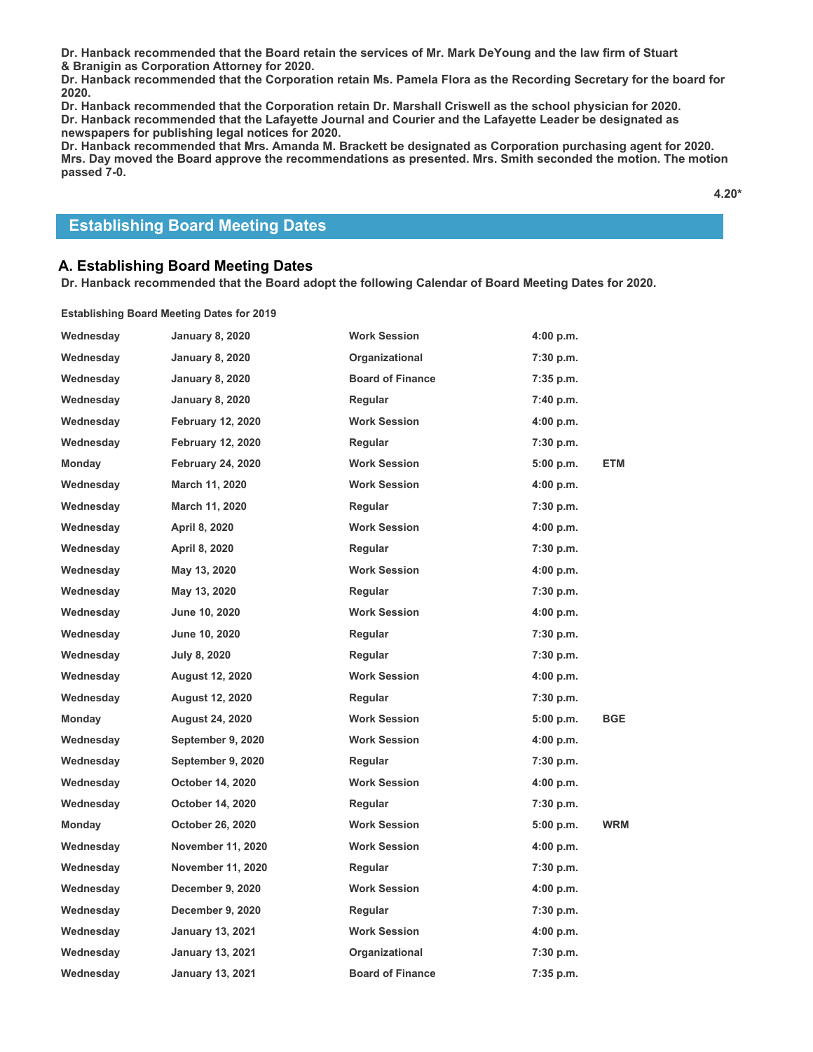**Dr. Hanback recommended that the Board retain the services of Mr. Mark DeYoung and the law firm of Stuart & Branigin as Corporation Attorney for 2020.**
**Dr. Hanback recommended that the Corporation retain Ms. Pamela Flora as the Recording Secretary for the board for 2020.**
**Dr. Hanback recommended that the Corporation retain Dr. Marshall Criswell as the school physician for 2020.**
**Dr. Hanback recommended that the Lafayette Journal and Courier and the Lafayette Leader be designated as newspapers for publishing legal notices for 2020.**
**Dr. Hanback recommended that Mrs. Amanda M. Brackett be designated as Corporation purchasing agent for 2020.**
**Mrs. Day moved the Board approve the recommendations as presented. Mrs. Smith seconded the motion. The motion passed 7-0.**

**4.20***

## Establishing Board Meeting Dates

### A. Establishing Board Meeting Dates

**Dr. Hanback recommended that the Board adopt the following Calendar of Board Meeting Dates for 2020.**

**Establishing Board Meeting Dates for 2019**

| | | | | |
|---|---|---|---|---|
| Wednesday | January 8, 2020 | Work Session | 4:00 p.m. | |
| Wednesday | January 8, 2020 | Organizational | 7:30 p.m. | |
| Wednesday | January 8, 2020 | Board of Finance | 7:35 p.m. | |
| Wednesday | January 8, 2020 | Regular | 7:40 p.m. | |
| Wednesday | February 12, 2020 | Work Session | 4:00 p.m. | |
| Wednesday | February 12, 2020 | Regular | 7:30 p.m. | |
| Monday | February 24, 2020 | Work Session | 5:00 p.m. | ETM |
| Wednesday | March 11, 2020 | Work Session | 4:00 p.m. | |
| Wednesday | March 11, 2020 | Regular | 7:30 p.m. | |
| Wednesday | April 8, 2020 | Work Session | 4:00 p.m. | |
| Wednesday | April 8, 2020 | Regular | 7:30 p.m. | |
| Wednesday | May 13, 2020 | Work Session | 4:00 p.m. | |
| Wednesday | May 13, 2020 | Regular | 7:30 p.m. | |
| Wednesday | June 10, 2020 | Work Session | 4:00 p.m. | |
| Wednesday | June 10, 2020 | Regular | 7:30 p.m. | |
| Wednesday | July 8, 2020 | Regular | 7:30 p.m. | |
| Wednesday | August 12, 2020 | Work Session | 4:00 p.m. | |
| Wednesday | August 12, 2020 | Regular | 7:30 p.m. | |
| Monday | August 24, 2020 | Work Session | 5:00 p.m. | BGE |
| Wednesday | September 9, 2020 | Work Session | 4:00 p.m. | |
| Wednesday | September 9, 2020 | Regular | 7:30 p.m. | |
| Wednesday | October 14, 2020 | Work Session | 4:00 p.m. | |
| Wednesday | October 14, 2020 | Regular | 7:30 p.m. | |
| Monday | October 26, 2020 | Work Session | 5:00 p.m. | WRM |
| Wednesday | November 11, 2020 | Work Session | 4:00 p.m. | |
| Wednesday | November 11, 2020 | Regular | 7:30 p.m. | |
| Wednesday | December 9, 2020 | Work Session | 4:00 p.m. | |
| Wednesday | December 9, 2020 | Regular | 7:30 p.m. | |
| Wednesday | January 13, 2021 | Work Session | 4:00 p.m. | |
| Wednesday | January 13, 2021 | Organizational | 7:30 p.m. | |
| Wednesday | January 13, 2021 | Board of Finance | 7:35 p.m. | |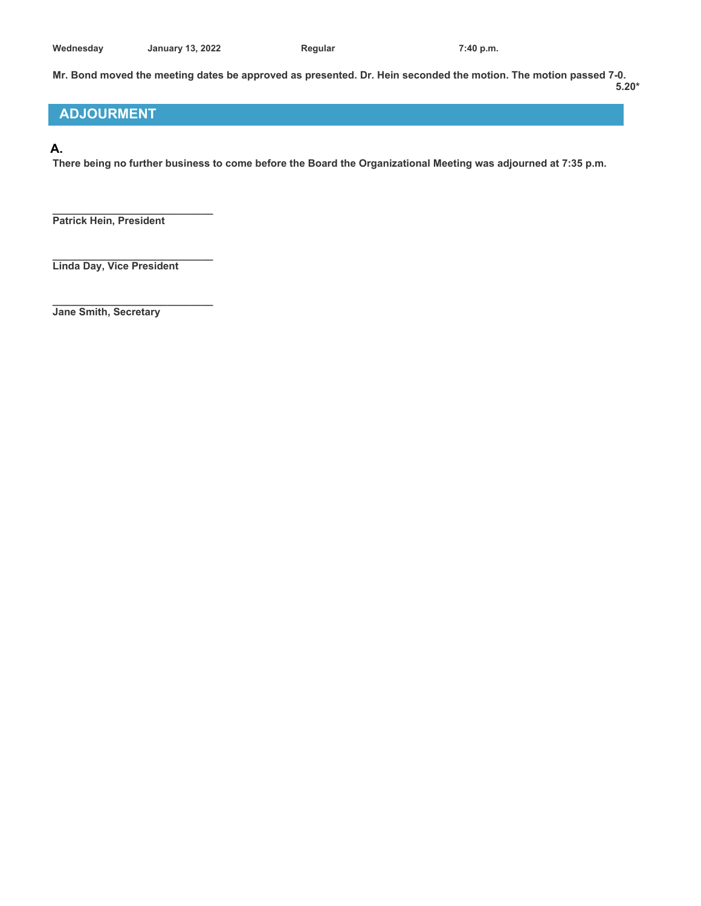| | | | |
|---|---|---|---|
| Wednesday | January 13, 2022 | Regular | 7:40 p.m. |

**Mr. Bond moved the meeting dates be approved as presented. Dr. Hein seconded the motion. The motion passed 7-0.**

**5.20***

## ADJOURMENT

**A.**

**There being no further business to come before the Board the Organizational Meeting was adjourned at 7:35 p.m.**

___________________________
**Patrick Hein, President**

___________________________
**Linda Day, Vice President**

___________________________
**Jane Smith, Secretary**